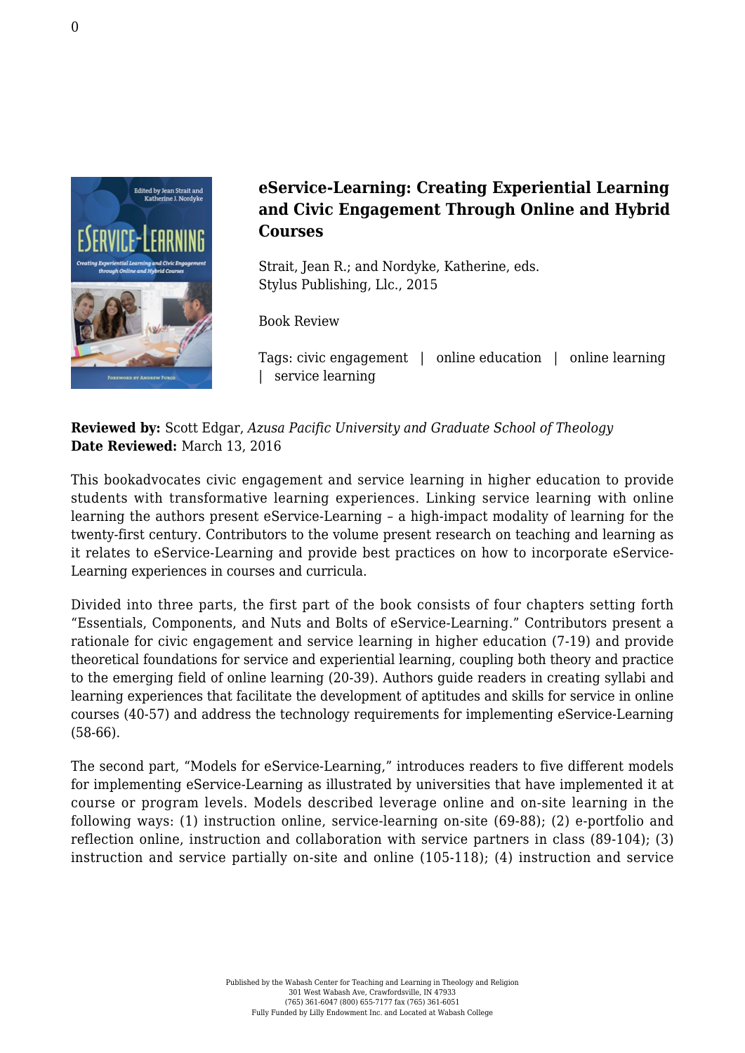## eService-Learning: Creating Experiential Learning and Civic Engagement Through Online and Hybrid Courses

Strait, Jean R.; and Nordyke, Katherine, eds.
Stylus Publishing, Llc., 2015

Book Review

Tags: civic engagement | online education | online learning | service learning

**Reviewed by:** Scott Edgar, *Azusa Pacific University and Graduate School of Theology*
**Date Reviewed:** March 13, 2016

This bookadvocates civic engagement and service learning in higher education to provide students with transformative learning experiences. Linking service learning with online learning the authors present eService-Learning – a high-impact modality of learning for the twenty-first century. Contributors to the volume present research on teaching and learning as it relates to eService-Learning and provide best practices on how to incorporate eService-Learning experiences in courses and curricula.

Divided into three parts, the first part of the book consists of four chapters setting forth "Essentials, Components, and Nuts and Bolts of eService-Learning." Contributors present a rationale for civic engagement and service learning in higher education (7-19) and provide theoretical foundations for service and experiential learning, coupling both theory and practice to the emerging field of online learning (20-39). Authors guide readers in creating syllabi and learning experiences that facilitate the development of aptitudes and skills for service in online courses (40-57) and address the technology requirements for implementing eService-Learning (58-66).

The second part, "Models for eService-Learning," introduces readers to five different models for implementing eService-Learning as illustrated by universities that have implemented it at course or program levels. Models described leverage online and on-site learning in the following ways: (1) instruction online, service-learning on-site (69-88); (2) e-portfolio and reflection online, instruction and collaboration with service partners in class (89-104); (3) instruction and service partially on-site and online (105-118); (4) instruction and service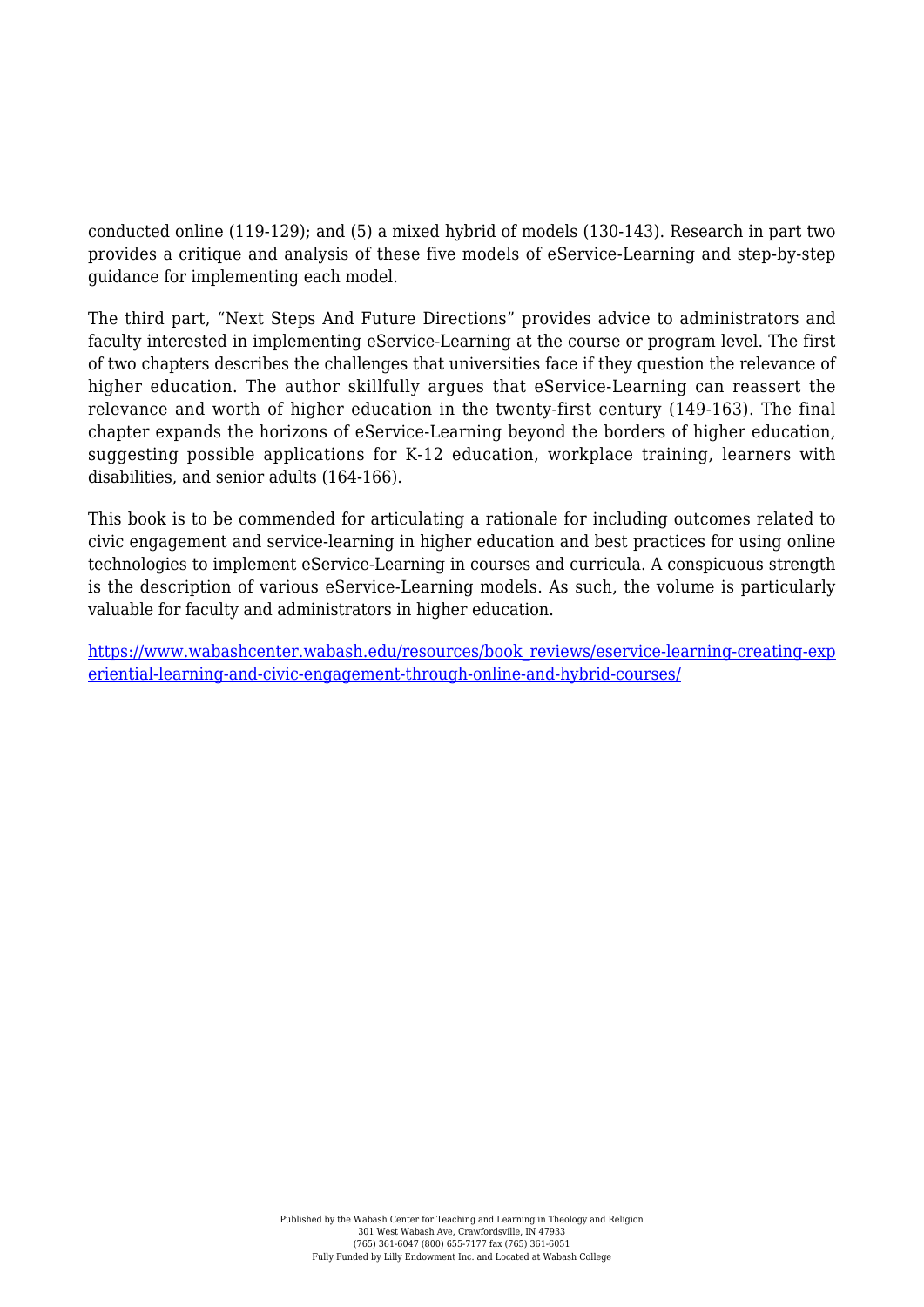conducted online (119-129); and (5) a mixed hybrid of models (130-143). Research in part two provides a critique and analysis of these five models of eService-Learning and step-by-step guidance for implementing each model.

The third part, "Next Steps And Future Directions" provides advice to administrators and faculty interested in implementing eService-Learning at the course or program level. The first of two chapters describes the challenges that universities face if they question the relevance of higher education. The author skillfully argues that eService-Learning can reassert the relevance and worth of higher education in the twenty-first century (149-163). The final chapter expands the horizons of eService-Learning beyond the borders of higher education, suggesting possible applications for K-12 education, workplace training, learners with disabilities, and senior adults (164-166).

This book is to be commended for articulating a rationale for including outcomes related to civic engagement and service-learning in higher education and best practices for using online technologies to implement eService-Learning in courses and curricula. A conspicuous strength is the description of various eService-Learning models. As such, the volume is particularly valuable for faculty and administrators in higher education.

[https://www.wabashcenter.wabash.edu/resources/book_reviews/eservice-learning-creating-experiential-learning-and-civic-engagement-through-online-and-hybrid-courses/](https://www.wabashcenter.wabash.edu/resources/book_reviews/eservice-learning-creating-experiential-learning-and-civic-engagement-through-online-and-hybrid-courses/)